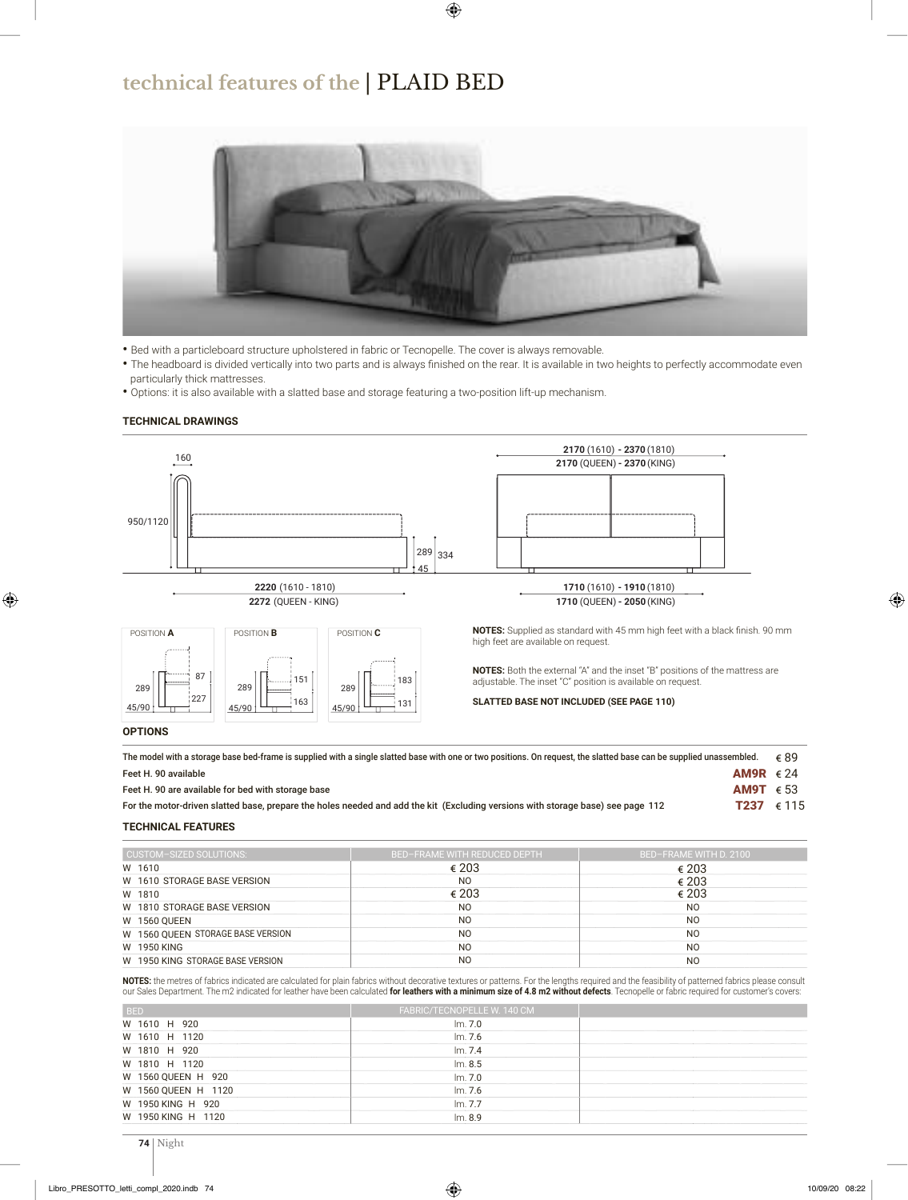# technical features of the | PLAID BED

- Bed with a particleboard structure upholstered in fabric or Tecnopelle. The cover is always removable.
- The headboard is divided vertically into two parts and is always finished on the rear. It is available in two heights to perfectly accommodate even particularly thick mattresses.
- Options: it is also available with a slatted base and storage featuring a two-position lift-up mechanism.

## TECHNICAL DRAWINGS

160

950/1120

289 334

45

**2220** (1610 - 1810)
**2272** (QUEEN - KING)

**2170** (1610) **- 2370** (1810)
**2170** (QUEEN) **- 2370** (KING)

**1710** (1610) **- 1910** (1810)
**1710** (QUEEN) **- 2050** (KING)

POSITION **A**: 87, 289, 227, 45/90

POSITION **B**: 151, 289, 163, 45/90

POSITION **C**: 183, 289, 131, 45/90

**NOTES:** Supplied as standard with 45 mm high feet with a black finish. 90 mm high feet are available on request.

**NOTES:** Both the external "A" and the inset "B" positions of the mattress are adjustable. The inset "C" position is available on request.

**SLATTED BASE NOT INCLUDED (SEE PAGE 110)**

## OPTIONS

| | | |
|---|---|---|
| The model with a storage base bed-frame is supplied with a single slatted base with one or two positions. On request, the slatted base can be supplied unassembled. | | € 89 |
| Feet H. 90 available | **AM9R** | € 24 |
| Feet H. 90 are available for bed with storage base | **AM9T** | € 53 |
| For the motor-driven slatted base, prepare the holes needed and add the kit (Excluding versions with storage base) see page 112 | **T237** | € 115 |

## TECHNICAL FEATURES

| CUSTOM-SIZED SOLUTIONS: | BED-FRAME WITH REDUCED DEPTH | BED-FRAME WITH D. 2100 |
|---|---|---|
| W 1610 | € 203 | € 203 |
| W 1610 STORAGE BASE VERSION | NO | € 203 |
| W 1810 | € 203 | € 203 |
| W 1810 STORAGE BASE VERSION | NO | NO |
| W 1560 QUEEN | NO | NO |
| W 1560 QUEEN STORAGE BASE VERSION | NO | NO |
| W 1950 KING | NO | NO |
| W 1950 KING STORAGE BASE VERSION | NO | NO |

**NOTES:** the metres of fabrics indicated are calculated for plain fabrics without decorative textures or patterns. For the lengths required and the feasibility of patterned fabrics please consult our Sales Department. The m2 indicated for leather have been calculated **for leathers with a minimum size of 4.8 m2 without defects**. Tecnopelle or fabric required for customer's covers:

| BED | FABRIC/TECNOPELLE W. 140 CM | |
|---|---|---|
| W 1610 H 920 | lm. 7.0 | |
| W 1610 H 1120 | lm. 7.6 | |
| W 1810 H 920 | lm. 7.4 | |
| W 1810 H 1120 | lm. 8.5 | |
| W 1560 QUEEN H 920 | lm. 7.0 | |
| W 1560 QUEEN H 1120 | lm. 7.6 | |
| W 1950 KING H 920 | lm. 7.7 | |
| W 1950 KING H 1120 | lm. 8.9 | |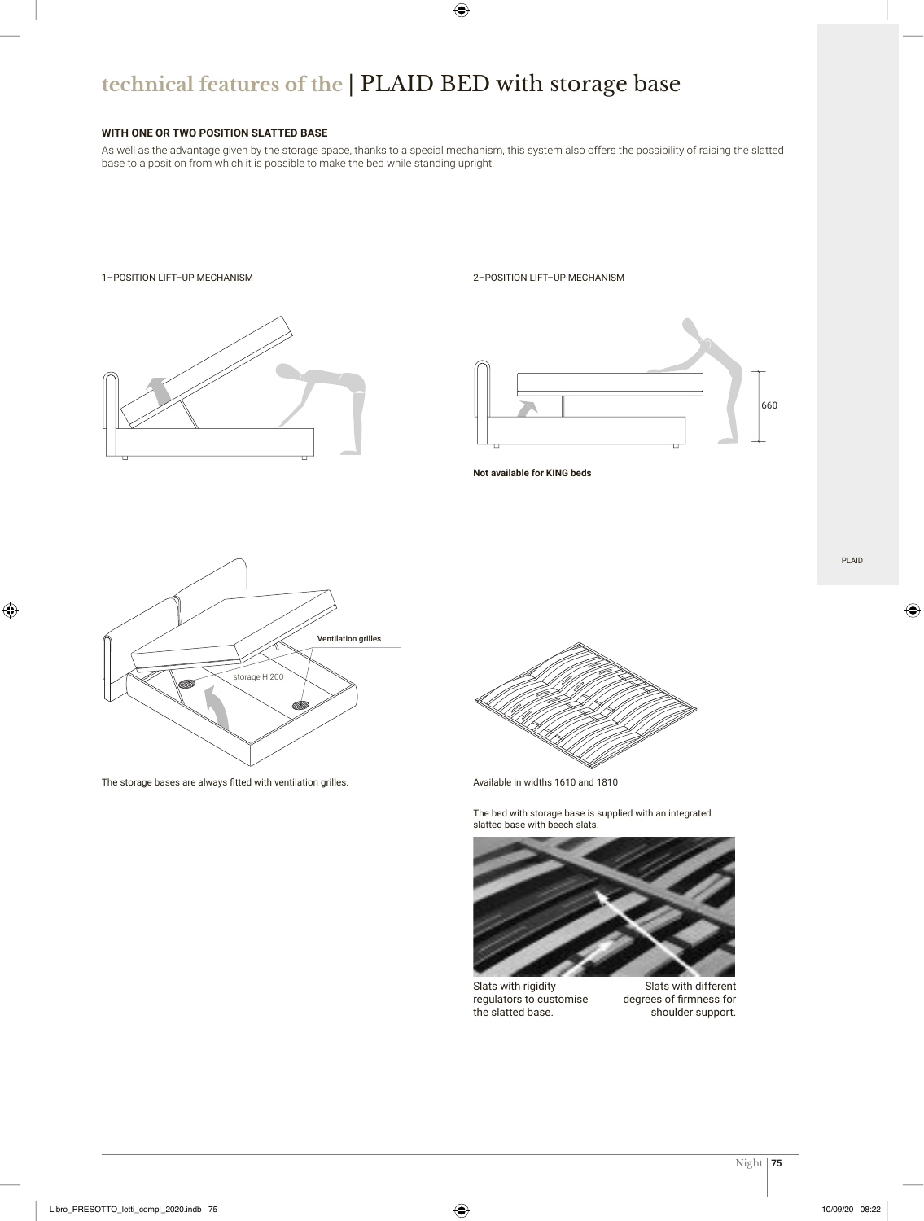# technical features of the | PLAID BED with storage base

**WITH ONE OR TWO POSITION SLATTED BASE**

As well as the advantage given by the storage space, thanks to a special mechanism, this system also offers the possibility of raising the slatted base to a position from which it is possible to make the bed while standing upright.

1–POSITION LIFT–UP MECHANISM

2–POSITION LIFT–UP MECHANISM

660

**Not available for KING beds**

**Ventilation grilles**

storage H 200

The storage bases are always fitted with ventilation grilles.

Available in widths 1610 and 1810

The bed with storage base is supplied with an integrated slatted base with beech slats.

Slats with rigidity regulators to customise the slatted base.

Slats with different degrees of firmness for shoulder support.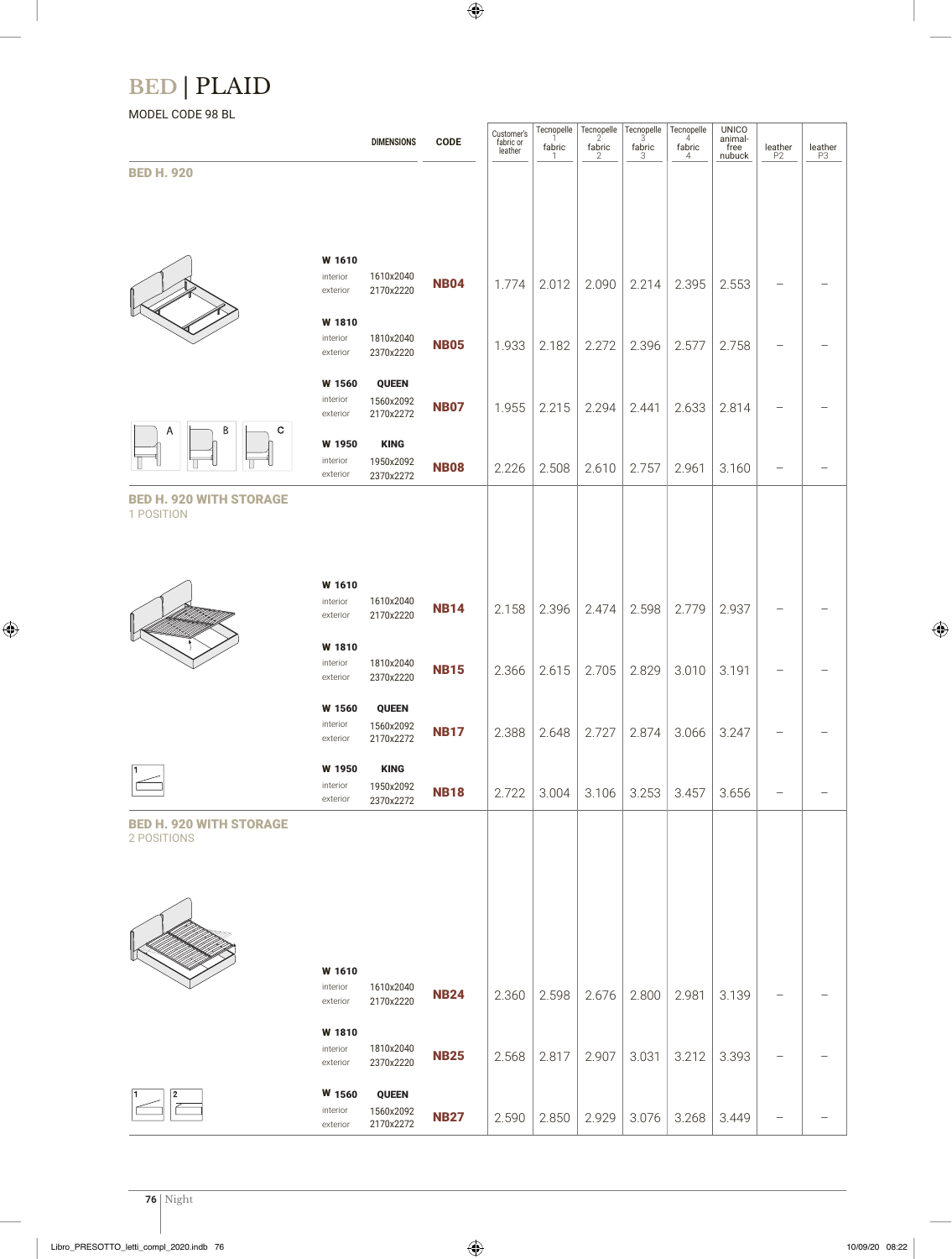# BED | PLAID

MODEL CODE 98 BL

| | | DIMENSIONS | CODE | Customer's fabric or leather | Tecnopelle 1 fabric 1 | Tecnopelle 2 fabric 2 | Tecnopelle 3 fabric 3 | Tecnopelle 4 fabric 4 | UNICO animal-free nubuck | leather P2 | leather P3 |
|---|---|---|---|---|---|---|---|---|---|---|---|
| **BED H. 920** | | | | | | | | | | | |
| **W 1610** | interior / exterior | 1610x2040 / 2170x2220 | **NB04** | 1.774 | 2.012 | 2.090 | 2.214 | 2.395 | 2.553 | – | – |
| **W 1810** | interior / exterior | 1810x2040 / 2370x2220 | **NB05** | 1.933 | 2.182 | 2.272 | 2.396 | 2.577 | 2.758 | – | – |
| **W 1560 QUEEN** | interior / exterior | 1560x2092 / 2170x2272 | **NB07** | 1.955 | 2.215 | 2.294 | 2.441 | 2.633 | 2.814 | – | – |
| **W 1950 KING** | interior / exterior | 1950x2092 / 2370x2272 | **NB08** | 2.226 | 2.508 | 2.610 | 2.757 | 2.961 | 3.160 | – | – |
| **BED H. 920 WITH STORAGE** 1 POSITION | | | | | | | | | | | |
| **W 1610** | interior / exterior | 1610x2040 / 2170x2220 | **NB14** | 2.158 | 2.396 | 2.474 | 2.598 | 2.779 | 2.937 | – | – |
| **W 1810** | interior / exterior | 1810x2040 / 2370x2220 | **NB15** | 2.366 | 2.615 | 2.705 | 2.829 | 3.010 | 3.191 | – | – |
| **W 1560 QUEEN** | interior / exterior | 1560x2092 / 2170x2272 | **NB17** | 2.388 | 2.648 | 2.727 | 2.874 | 3.066 | 3.247 | – | – |
| **W 1950 KING** | interior / exterior | 1950x2092 / 2370x2272 | **NB18** | 2.722 | 3.004 | 3.106 | 3.253 | 3.457 | 3.656 | – | – |
| **BED H. 920 WITH STORAGE** 2 POSITIONS | | | | | | | | | | | |
| **W 1610** | interior / exterior | 1610x2040 / 2170x2220 | **NB24** | 2.360 | 2.598 | 2.676 | 2.800 | 2.981 | 3.139 | – | – |
| **W 1810** | interior / exterior | 1810x2040 / 2370x2220 | **NB25** | 2.568 | 2.817 | 2.907 | 3.031 | 3.212 | 3.393 | – | – |
| **W 1560 QUEEN** | interior / exterior | 1560x2092 / 2170x2272 | **NB27** | 2.590 | 2.850 | 2.929 | 3.076 | 3.268 | 3.449 | – | – |

A B C

1

1 2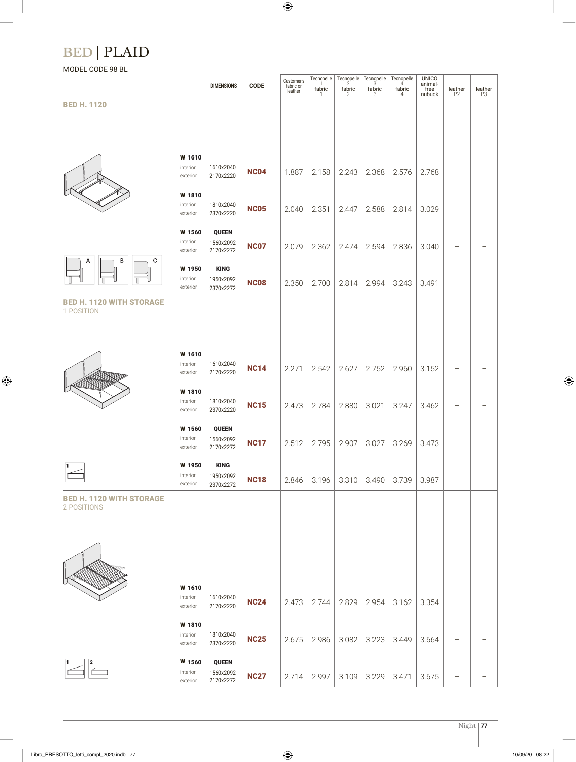# BED | PLAID

MODEL CODE 98 BL

| | | DIMENSIONS | CODE | Customer's fabric or leather | Tecnopelle 1 fabric 1 | Tecnopelle 2 fabric 2 | Tecnopelle 3 fabric 3 | Tecnopelle 4 fabric 4 | UNICO animal-free nubuck | leather P2 | leather P3 |
|---|---|---|---|---|---|---|---|---|---|---|---|
| **BED H. 1120** | | | | | | | | | | | |
| **W 1610** | interior / exterior | 1610x2040 / 2170x2220 | **NC04** | 1.887 | 2.158 | 2.243 | 2.368 | 2.576 | 2.768 | – | – |
| **W 1810** | interior / exterior | 1810x2040 / 2370x2220 | **NC05** | 2.040 | 2.351 | 2.447 | 2.588 | 2.814 | 3.029 | – | – |
| **W 1560** QUEEN | interior / exterior | 1560x2092 / 2170x2272 | **NC07** | 2.079 | 2.362 | 2.474 | 2.594 | 2.836 | 3.040 | – | – |
| **W 1950** KING | interior / exterior | 1950x2092 / 2370x2272 | **NC08** | 2.350 | 2.700 | 2.814 | 2.994 | 3.243 | 3.491 | – | – |
| **BED H. 1120 WITH STORAGE** 1 POSITION | | | | | | | | | | | |
| **W 1610** | interior / exterior | 1610x2040 / 2170x2220 | **NC14** | 2.271 | 2.542 | 2.627 | 2.752 | 2.960 | 3.152 | – | – |
| **W 1810** | interior / exterior | 1810x2040 / 2370x2220 | **NC15** | 2.473 | 2.784 | 2.880 | 3.021 | 3.247 | 3.462 | – | – |
| **W 1560** QUEEN | interior / exterior | 1560x2092 / 2170x2272 | **NC17** | 2.512 | 2.795 | 2.907 | 3.027 | 3.269 | 3.473 | – | – |
| **W 1950** KING | interior / exterior | 1950x2092 / 2370x2272 | **NC18** | 2.846 | 3.196 | 3.310 | 3.490 | 3.739 | 3.987 | – | – |
| **BED H. 1120 WITH STORAGE** 2 POSITIONS | | | | | | | | | | | |
| **W 1610** | interior / exterior | 1610x2040 / 2170x2220 | **NC24** | 2.473 | 2.744 | 2.829 | 2.954 | 3.162 | 3.354 | – | – |
| **W 1810** | interior / exterior | 1810x2040 / 2370x2220 | **NC25** | 2.675 | 2.986 | 3.082 | 3.223 | 3.449 | 3.664 | – | – |
| **W 1560** QUEEN | interior / exterior | 1560x2092 / 2170x2272 | **NC27** | 2.714 | 2.997 | 3.109 | 3.229 | 3.471 | 3.675 | – | – |

A B C

1

1 2